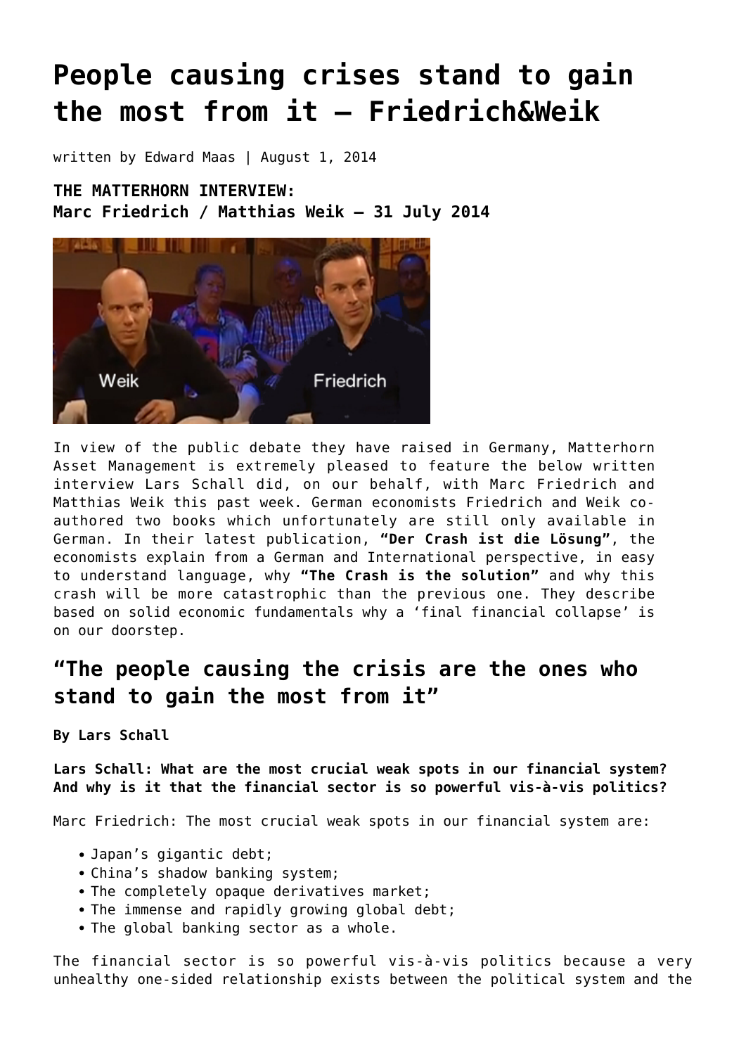# People causing crises stand to gain the most from it – Friedrich&Weik

written by Edward Maas | August 1, 2014

**THE MATTERHORN INTERVIEW:**
**Marc Friedrich / Matthias Weik – 31 July 2014**

In view of the public debate they have raised in Germany, Matterhorn Asset Management is extremely pleased to feature the below written interview Lars Schall did, on our behalf, with Marc Friedrich and Matthias Weik this past week. German economists Friedrich and Weik co-authored two books which unfortunately are still only available in German. In their latest publication, **"Der Crash ist die Lösung"**, the economists explain from a German and International perspective, in easy to understand language, why **"The Crash is the solution"** and why this crash will be more catastrophic than the previous one. They describe based on solid economic fundamentals why a 'final financial collapse' is on our doorstep.

## "The people causing the crisis are the ones who stand to gain the most from it"

**By Lars Schall**

**Lars Schall: What are the most crucial weak spots in our financial system? And why is it that the financial sector is so powerful vis-à-vis politics?**

Marc Friedrich: The most crucial weak spots in our financial system are:

- Japan's gigantic debt;
- China's shadow banking system;
- The completely opaque derivatives market;
- The immense and rapidly growing global debt;
- The global banking sector as a whole.

The financial sector is so powerful vis-à-vis politics because a very unhealthy one-sided relationship exists between the political system and the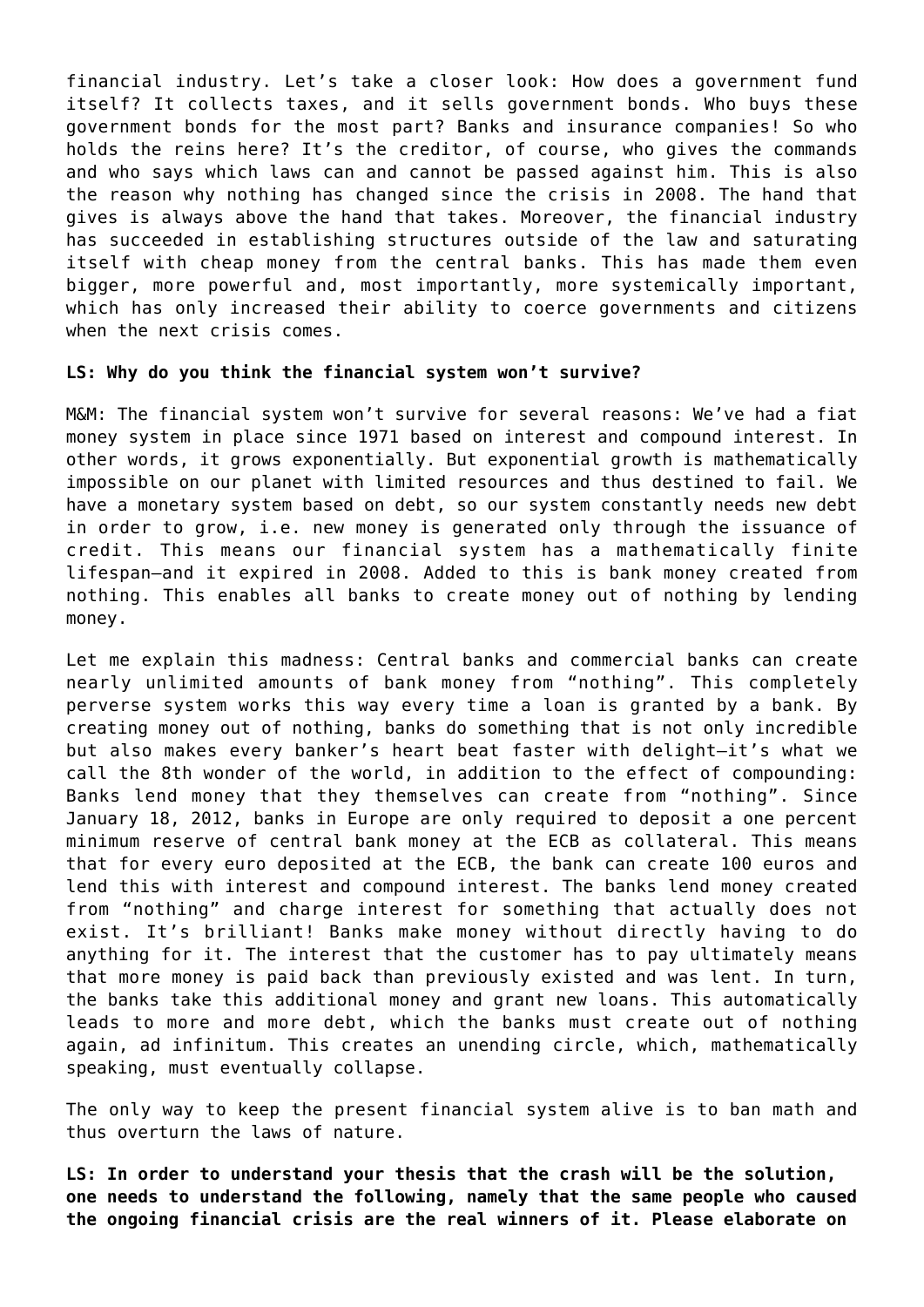financial industry. Let’s take a closer look: How does a government fund itself? It collects taxes, and it sells government bonds. Who buys these government bonds for the most part? Banks and insurance companies! So who holds the reins here? It’s the creditor, of course, who gives the commands and who says which laws can and cannot be passed against him. This is also the reason why nothing has changed since the crisis in 2008. The hand that gives is always above the hand that takes. Moreover, the financial industry has succeeded in establishing structures outside of the law and saturating itself with cheap money from the central banks. This has made them even bigger, more powerful and, most importantly, more systemically important, which has only increased their ability to coerce governments and citizens when the next crisis comes.

**LS: Why do you think the financial system won’t survive?**

M&M: The financial system won’t survive for several reasons: We’ve had a fiat money system in place since 1971 based on interest and compound interest. In other words, it grows exponentially. But exponential growth is mathematically impossible on our planet with limited resources and thus destined to fail. We have a monetary system based on debt, so our system constantly needs new debt in order to grow, i.e. new money is generated only through the issuance of credit. This means our financial system has a mathematically finite lifespan—and it expired in 2008. Added to this is bank money created from nothing. This enables all banks to create money out of nothing by lending money.

Let me explain this madness: Central banks and commercial banks can create nearly unlimited amounts of bank money from “nothing”. This completely perverse system works this way every time a loan is granted by a bank. By creating money out of nothing, banks do something that is not only incredible but also makes every banker’s heart beat faster with delight—it’s what we call the 8th wonder of the world, in addition to the effect of compounding: Banks lend money that they themselves can create from “nothing”. Since January 18, 2012, banks in Europe are only required to deposit a one percent minimum reserve of central bank money at the ECB as collateral. This means that for every euro deposited at the ECB, the bank can create 100 euros and lend this with interest and compound interest. The banks lend money created from “nothing” and charge interest for something that actually does not exist. It’s brilliant! Banks make money without directly having to do anything for it. The interest that the customer has to pay ultimately means that more money is paid back than previously existed and was lent. In turn, the banks take this additional money and grant new loans. This automatically leads to more and more debt, which the banks must create out of nothing again, ad infinitum. This creates an unending circle, which, mathematically speaking, must eventually collapse.

The only way to keep the present financial system alive is to ban math and thus overturn the laws of nature.

**LS: In order to understand your thesis that the crash will be the solution, one needs to understand the following, namely that the same people who caused the ongoing financial crisis are the real winners of it. Please elaborate on**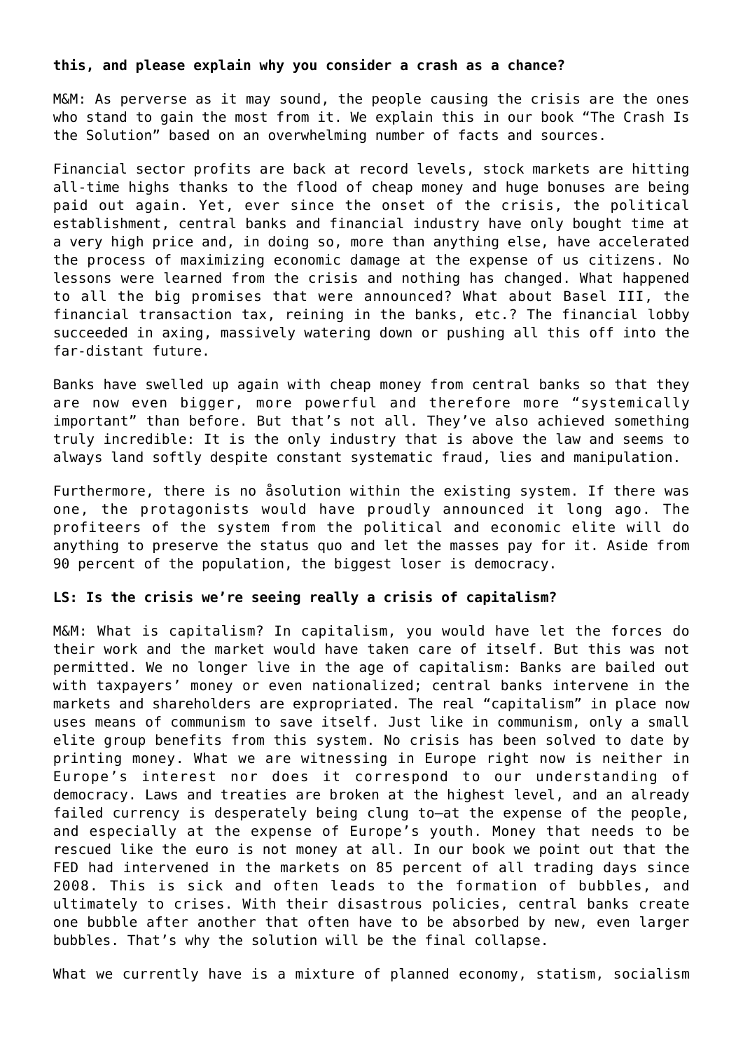**this, and please explain why you consider a crash as a chance?**

M&M: As perverse as it may sound, the people causing the crisis are the ones who stand to gain the most from it. We explain this in our book "The Crash Is the Solution" based on an overwhelming number of facts and sources.

Financial sector profits are back at record levels, stock markets are hitting all-time highs thanks to the flood of cheap money and huge bonuses are being paid out again. Yet, ever since the onset of the crisis, the political establishment, central banks and financial industry have only bought time at a very high price and, in doing so, more than anything else, have accelerated the process of maximizing economic damage at the expense of us citizens. No lessons were learned from the crisis and nothing has changed. What happened to all the big promises that were announced? What about Basel III, the financial transaction tax, reining in the banks, etc.? The financial lobby succeeded in axing, massively watering down or pushing all this off into the far-distant future.

Banks have swelled up again with cheap money from central banks so that they are now even bigger, more powerful and therefore more "systemically important" than before. But that's not all. They've also achieved something truly incredible: It is the only industry that is above the law and seems to always land softly despite constant systematic fraud, lies and manipulation.

Furthermore, there is no åsolution within the existing system. If there was one, the protagonists would have proudly announced it long ago. The profiteers of the system from the political and economic elite will do anything to preserve the status quo and let the masses pay for it. Aside from 90 percent of the population, the biggest loser is democracy.

**LS: Is the crisis we're seeing really a crisis of capitalism?**

M&M: What is capitalism? In capitalism, you would have let the forces do their work and the market would have taken care of itself. But this was not permitted. We no longer live in the age of capitalism: Banks are bailed out with taxpayers' money or even nationalized; central banks intervene in the markets and shareholders are expropriated. The real "capitalism" in place now uses means of communism to save itself. Just like in communism, only a small elite group benefits from this system. No crisis has been solved to date by printing money. What we are witnessing in Europe right now is neither in Europe's interest nor does it correspond to our understanding of democracy. Laws and treaties are broken at the highest level, and an already failed currency is desperately being clung to—at the expense of the people, and especially at the expense of Europe's youth. Money that needs to be rescued like the euro is not money at all. In our book we point out that the FED had intervened in the markets on 85 percent of all trading days since 2008. This is sick and often leads to the formation of bubbles, and ultimately to crises. With their disastrous policies, central banks create one bubble after another that often have to be absorbed by new, even larger bubbles. That's why the solution will be the final collapse.

What we currently have is a mixture of planned economy, statism, socialism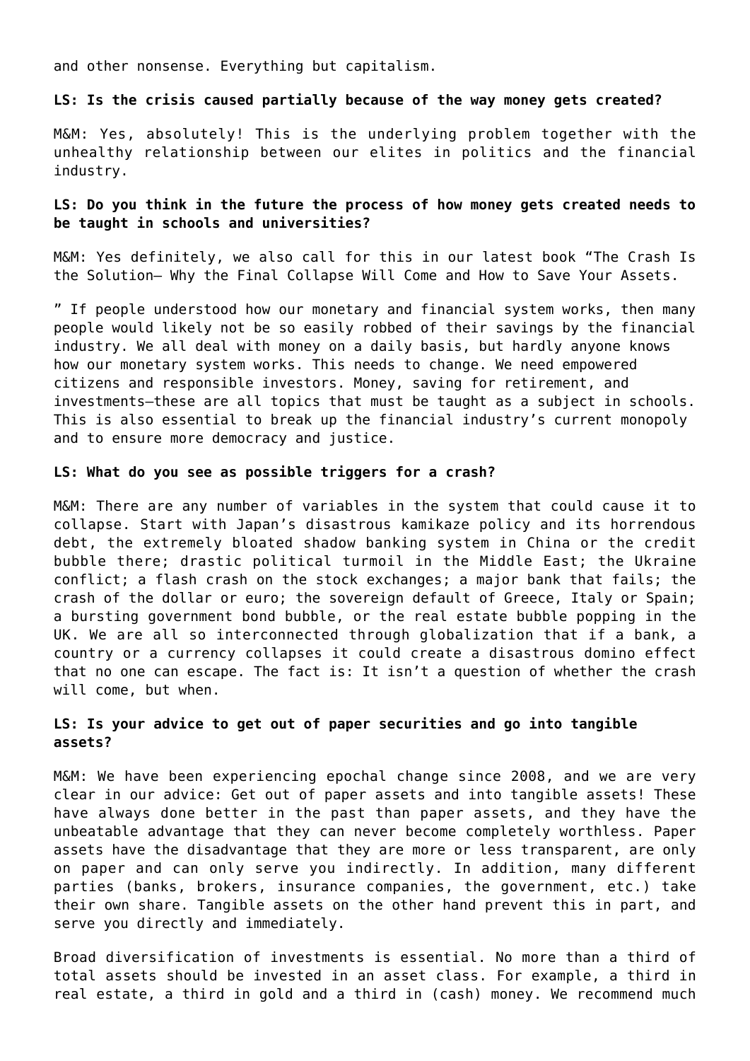and other nonsense. Everything but capitalism.

**LS: Is the crisis caused partially because of the way money gets created?**

M&M: Yes, absolutely! This is the underlying problem together with the unhealthy relationship between our elites in politics and the financial industry.

**LS: Do you think in the future the process of how money gets created needs to be taught in schools and universities?**

M&M: Yes definitely, we also call for this in our latest book "The Crash Is the Solution– Why the Final Collapse Will Come and How to Save Your Assets.

" If people understood how our monetary and financial system works, then many people would likely not be so easily robbed of their savings by the financial industry. We all deal with money on a daily basis, but hardly anyone knows how our monetary system works. This needs to change. We need empowered citizens and responsible investors. Money, saving for retirement, and investments—these are all topics that must be taught as a subject in schools. This is also essential to break up the financial industry's current monopoly and to ensure more democracy and justice.

**LS: What do you see as possible triggers for a crash?**

M&M: There are any number of variables in the system that could cause it to collapse. Start with Japan's disastrous kamikaze policy and its horrendous debt, the extremely bloated shadow banking system in China or the credit bubble there; drastic political turmoil in the Middle East; the Ukraine conflict; a flash crash on the stock exchanges; a major bank that fails; the crash of the dollar or euro; the sovereign default of Greece, Italy or Spain; a bursting government bond bubble, or the real estate bubble popping in the UK. We are all so interconnected through globalization that if a bank, a country or a currency collapses it could create a disastrous domino effect that no one can escape. The fact is: It isn't a question of whether the crash will come, but when.

**LS: Is your advice to get out of paper securities and go into tangible assets?**

M&M: We have been experiencing epochal change since 2008, and we are very clear in our advice: Get out of paper assets and into tangible assets! These have always done better in the past than paper assets, and they have the unbeatable advantage that they can never become completely worthless. Paper assets have the disadvantage that they are more or less transparent, are only on paper and can only serve you indirectly. In addition, many different parties (banks, brokers, insurance companies, the government, etc.) take their own share. Tangible assets on the other hand prevent this in part, and serve you directly and immediately.

Broad diversification of investments is essential. No more than a third of total assets should be invested in an asset class. For example, a third in real estate, a third in gold and a third in (cash) money. We recommend much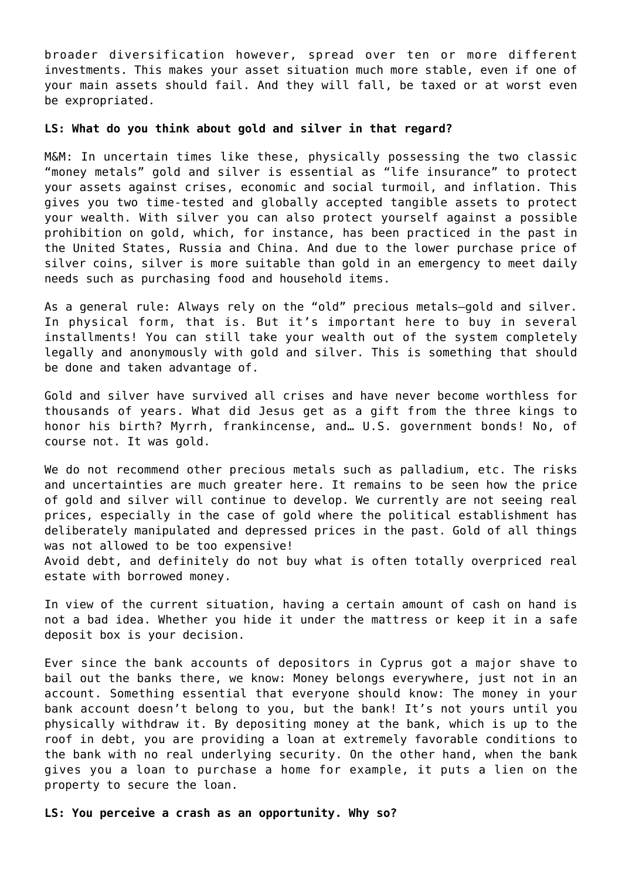broader diversification however, spread over ten or more different investments. This makes your asset situation much more stable, even if one of your main assets should fail. And they will fall, be taxed or at worst even be expropriated.

**LS: What do you think about gold and silver in that regard?**

M&M: In uncertain times like these, physically possessing the two classic "money metals" gold and silver is essential as "life insurance" to protect your assets against crises, economic and social turmoil, and inflation. This gives you two time-tested and globally accepted tangible assets to protect your wealth. With silver you can also protect yourself against a possible prohibition on gold, which, for instance, has been practiced in the past in the United States, Russia and China. And due to the lower purchase price of silver coins, silver is more suitable than gold in an emergency to meet daily needs such as purchasing food and household items.

As a general rule: Always rely on the "old" precious metals—gold and silver. In physical form, that is. But it's important here to buy in several installments! You can still take your wealth out of the system completely legally and anonymously with gold and silver. This is something that should be done and taken advantage of.

Gold and silver have survived all crises and have never become worthless for thousands of years. What did Jesus get as a gift from the three kings to honor his birth? Myrrh, frankincense, and… U.S. government bonds! No, of course not. It was gold.

We do not recommend other precious metals such as palladium, etc. The risks and uncertainties are much greater here. It remains to be seen how the price of gold and silver will continue to develop. We currently are not seeing real prices, especially in the case of gold where the political establishment has deliberately manipulated and depressed prices in the past. Gold of all things was not allowed to be too expensive!
Avoid debt, and definitely do not buy what is often totally overpriced real estate with borrowed money.

In view of the current situation, having a certain amount of cash on hand is not a bad idea. Whether you hide it under the mattress or keep it in a safe deposit box is your decision.

Ever since the bank accounts of depositors in Cyprus got a major shave to bail out the banks there, we know: Money belongs everywhere, just not in an account. Something essential that everyone should know: The money in your bank account doesn't belong to you, but the bank! It's not yours until you physically withdraw it. By depositing money at the bank, which is up to the roof in debt, you are providing a loan at extremely favorable conditions to the bank with no real underlying security. On the other hand, when the bank gives you a loan to purchase a home for example, it puts a lien on the property to secure the loan.

**LS: You perceive a crash as an opportunity. Why so?**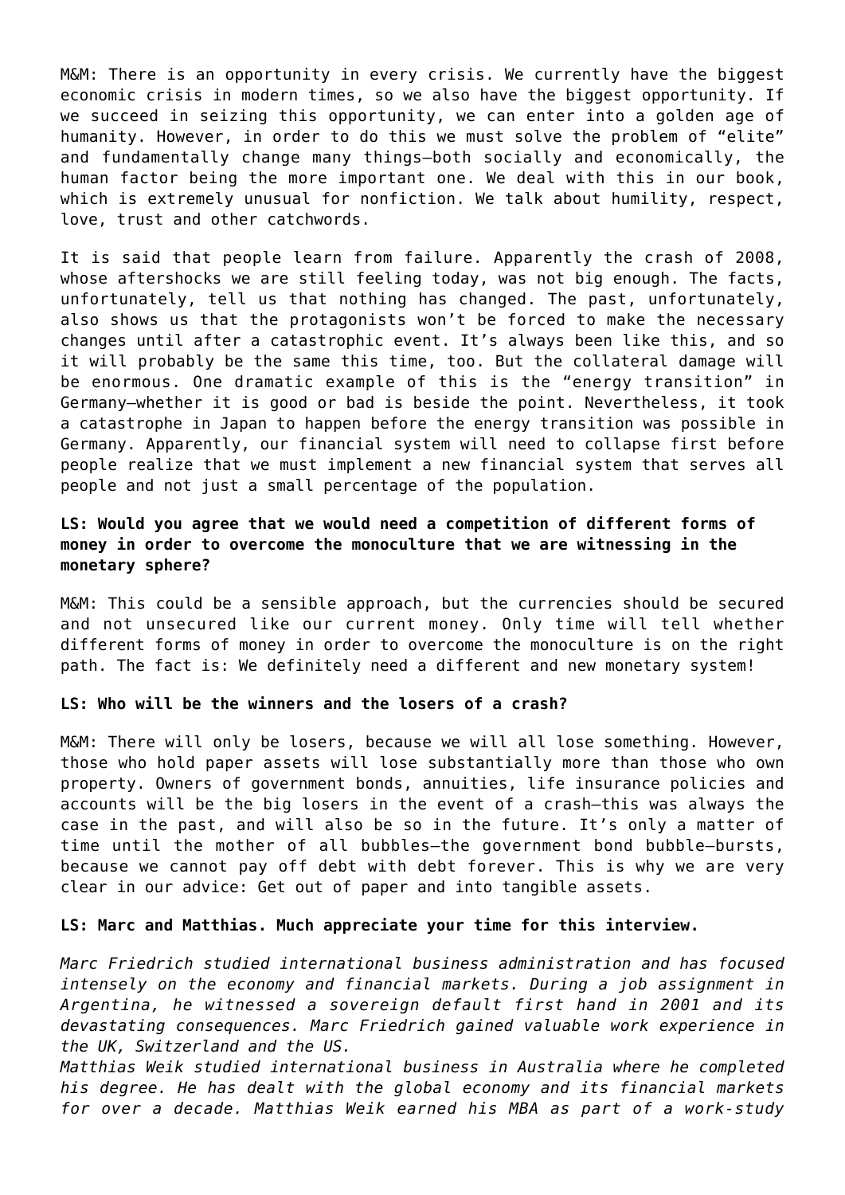M&M: There is an opportunity in every crisis. We currently have the biggest economic crisis in modern times, so we also have the biggest opportunity. If we succeed in seizing this opportunity, we can enter into a golden age of humanity. However, in order to do this we must solve the problem of "elite" and fundamentally change many things—both socially and economically, the human factor being the more important one. We deal with this in our book, which is extremely unusual for nonfiction. We talk about humility, respect, love, trust and other catchwords.

It is said that people learn from failure. Apparently the crash of 2008, whose aftershocks we are still feeling today, was not big enough. The facts, unfortunately, tell us that nothing has changed. The past, unfortunately, also shows us that the protagonists won't be forced to make the necessary changes until after a catastrophic event. It's always been like this, and so it will probably be the same this time, too. But the collateral damage will be enormous. One dramatic example of this is the "energy transition" in Germany—whether it is good or bad is beside the point. Nevertheless, it took a catastrophe in Japan to happen before the energy transition was possible in Germany. Apparently, our financial system will need to collapse first before people realize that we must implement a new financial system that serves all people and not just a small percentage of the population.

**LS: Would you agree that we would need a competition of different forms of money in order to overcome the monoculture that we are witnessing in the monetary sphere?**

M&M: This could be a sensible approach, but the currencies should be secured and not unsecured like our current money. Only time will tell whether different forms of money in order to overcome the monoculture is on the right path. The fact is: We definitely need a different and new monetary system!

**LS: Who will be the winners and the losers of a crash?**

M&M: There will only be losers, because we will all lose something. However, those who hold paper assets will lose substantially more than those who own property. Owners of government bonds, annuities, life insurance policies and accounts will be the big losers in the event of a crash—this was always the case in the past, and will also be so in the future. It's only a matter of time until the mother of all bubbles—the government bond bubble—bursts, because we cannot pay off debt with debt forever. This is why we are very clear in our advice: Get out of paper and into tangible assets.

**LS: Marc and Matthias. Much appreciate your time for this interview.**

*Marc Friedrich studied international business administration and has focused intensely on the economy and financial markets. During a job assignment in Argentina, he witnessed a sovereign default first hand in 2001 and its devastating consequences. Marc Friedrich gained valuable work experience in the UK, Switzerland and the US.*
*Matthias Weik studied international business in Australia where he completed his degree. He has dealt with the global economy and its financial markets for over a decade. Matthias Weik earned his MBA as part of a work-study*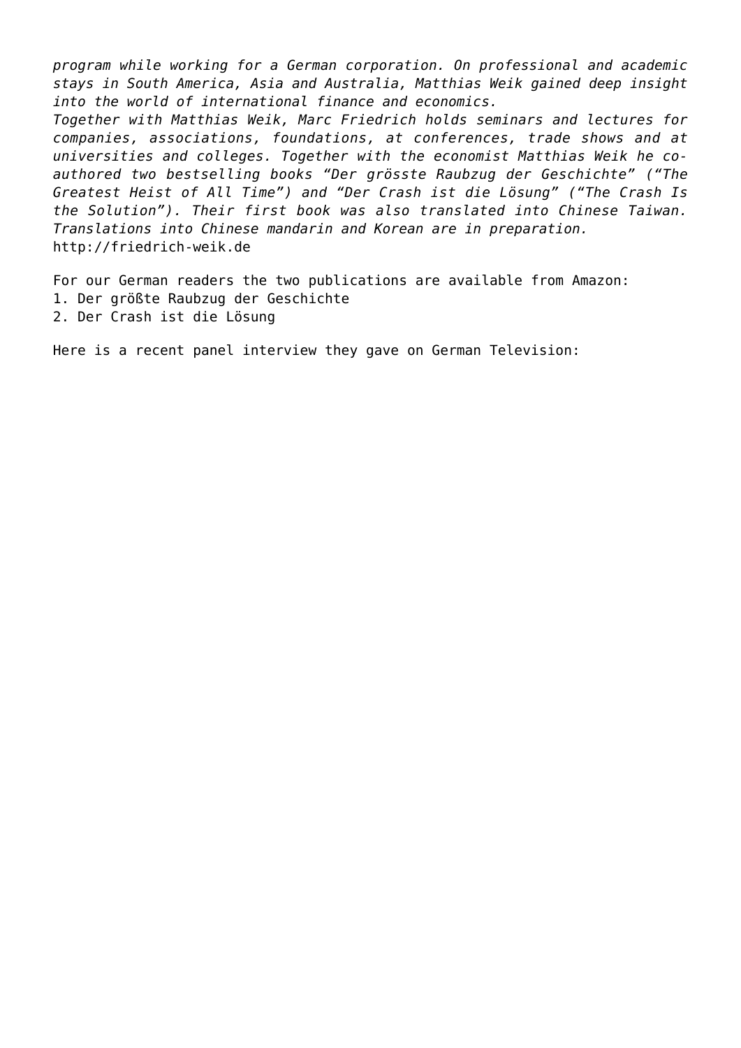*program while working for a German corporation. On professional and academic stays in South America, Asia and Australia, Matthias Weik gained deep insight into the world of international finance and economics.*

*Together with Matthias Weik, Marc Friedrich holds seminars and lectures for companies, associations, foundations, at conferences, trade shows and at universities and colleges. Together with the economist Matthias Weik he co-authored two bestselling books "Der grösste Raubzug der Geschichte" ("The Greatest Heist of All Time") and "Der Crash ist die Lösung" ("The Crash Is the Solution"). Their first book was also translated into Chinese Taiwan. Translations into Chinese mandarin and Korean are in preparation.*

http://friedrich-weik.de

For our German readers the two publications are available from Amazon:

1. Der größte Raubzug der Geschichte
2. Der Crash ist die Lösung

Here is a recent panel interview they gave on German Television: